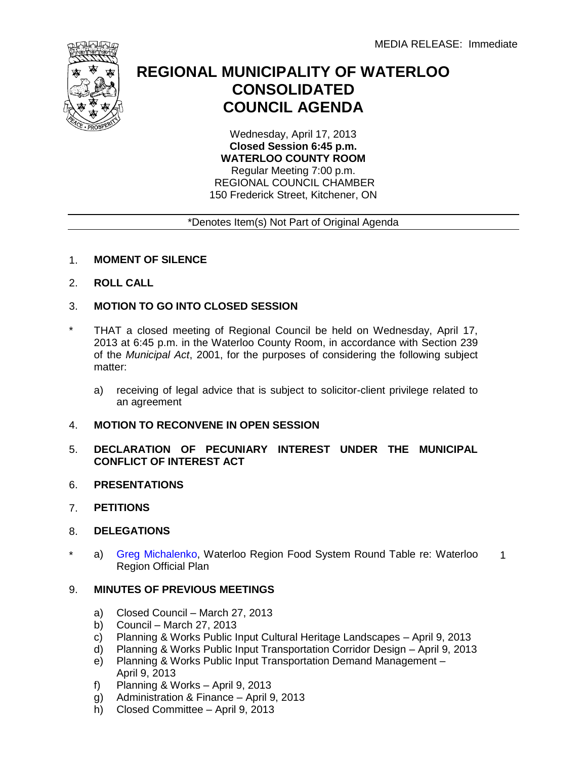MEDIA RELEASE: Immediate

# REGIONAL MUNICIPALITY OF WATERLOO CONSOLIDATED COUNCIL AGENDA

Wednesday, April 17, 2013
**Closed Session 6:45 p.m.**
**WATERLOO COUNTY ROOM**
Regular Meeting 7:00 p.m.
REGIONAL COUNCIL CHAMBER
150 Frederick Street, Kitchener, ON

*Denotes Item(s) Not Part of Original Agenda

1. **MOMENT OF SILENCE**

2. **ROLL CALL**

3. **MOTION TO GO INTO CLOSED SESSION**

\* THAT a closed meeting of Regional Council be held on Wednesday, April 17, 2013 at 6:45 p.m. in the Waterloo County Room, in accordance with Section 239 of the *Municipal Act*, 2001, for the purposes of considering the following subject matter:

   a) receiving of legal advice that is subject to solicitor-client privilege related to an agreement

4. **MOTION TO RECONVENE IN OPEN SESSION**

5. **DECLARATION OF PECUNIARY INTEREST UNDER THE MUNICIPAL CONFLICT OF INTEREST ACT**

6. **PRESENTATIONS**

7. **PETITIONS**

8. **DELEGATIONS**

\* a) Greg Michalenko, Waterloo Region Food System Round Table re: Waterloo Region Official Plan — 1

9. **MINUTES OF PREVIOUS MEETINGS**

   a) Closed Council – March 27, 2013
   b) Council – March 27, 2013
   c) Planning & Works Public Input Cultural Heritage Landscapes – April 9, 2013
   d) Planning & Works Public Input Transportation Corridor Design – April 9, 2013
   e) Planning & Works Public Input Transportation Demand Management – April 9, 2013
   f) Planning & Works – April 9, 2013
   g) Administration & Finance – April 9, 2013
   h) Closed Committee – April 9, 2013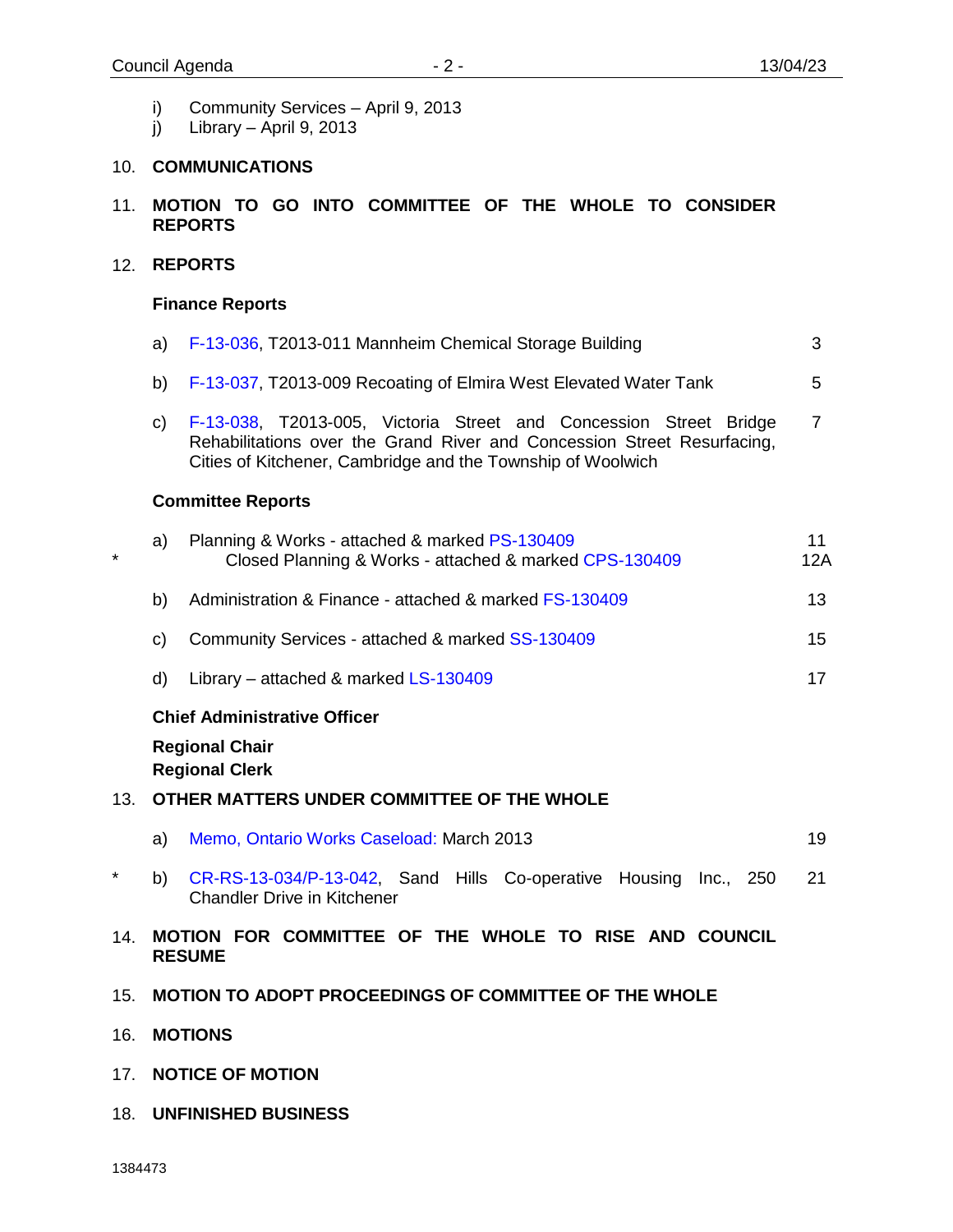i) Community Services – April 9, 2013
j) Library – April 9, 2013

10. **COMMUNICATIONS**

11. **MOTION TO GO INTO COMMITTEE OF THE WHOLE TO CONSIDER REPORTS**

12. **REPORTS**

**Finance Reports**

| | | |
|---|---|---|
| a) | F-13-036, T2013-011 Mannheim Chemical Storage Building | 3 |
| b) | F-13-037, T2013-009 Recoating of Elmira West Elevated Water Tank | 5 |
| c) | F-13-038, T2013-005, Victoria Street and Concession Street Bridge Rehabilitations over the Grand River and Concession Street Resurfacing, Cities of Kitchener, Cambridge and the Township of Woolwich | 7 |

**Committee Reports**

| | | | |
|---|---|---|---|
| | a) | Planning & Works - attached & marked PS-130409 | 11 |
| * | | Closed Planning & Works - attached & marked CPS-130409 | 12A |
| | b) | Administration & Finance - attached & marked FS-130409 | 13 |
| | c) | Community Services - attached & marked SS-130409 | 15 |
| | d) | Library – attached & marked LS-130409 | 17 |

**Chief Administrative Officer**

**Regional Chair**
**Regional Clerk**

13. **OTHER MATTERS UNDER COMMITTEE OF THE WHOLE**

| | | | |
|---|---|---|---|
| | a) | Memo, Ontario Works Caseload: March 2013 | 19 |
| * | b) | CR-RS-13-034/P-13-042, Sand Hills Co-operative Housing Inc., 250 Chandler Drive in Kitchener | 21 |

14. **MOTION FOR COMMITTEE OF THE WHOLE TO RISE AND COUNCIL RESUME**

15. **MOTION TO ADOPT PROCEEDINGS OF COMMITTEE OF THE WHOLE**

16. **MOTIONS**

17. **NOTICE OF MOTION**

18. **UNFINISHED BUSINESS**

1384473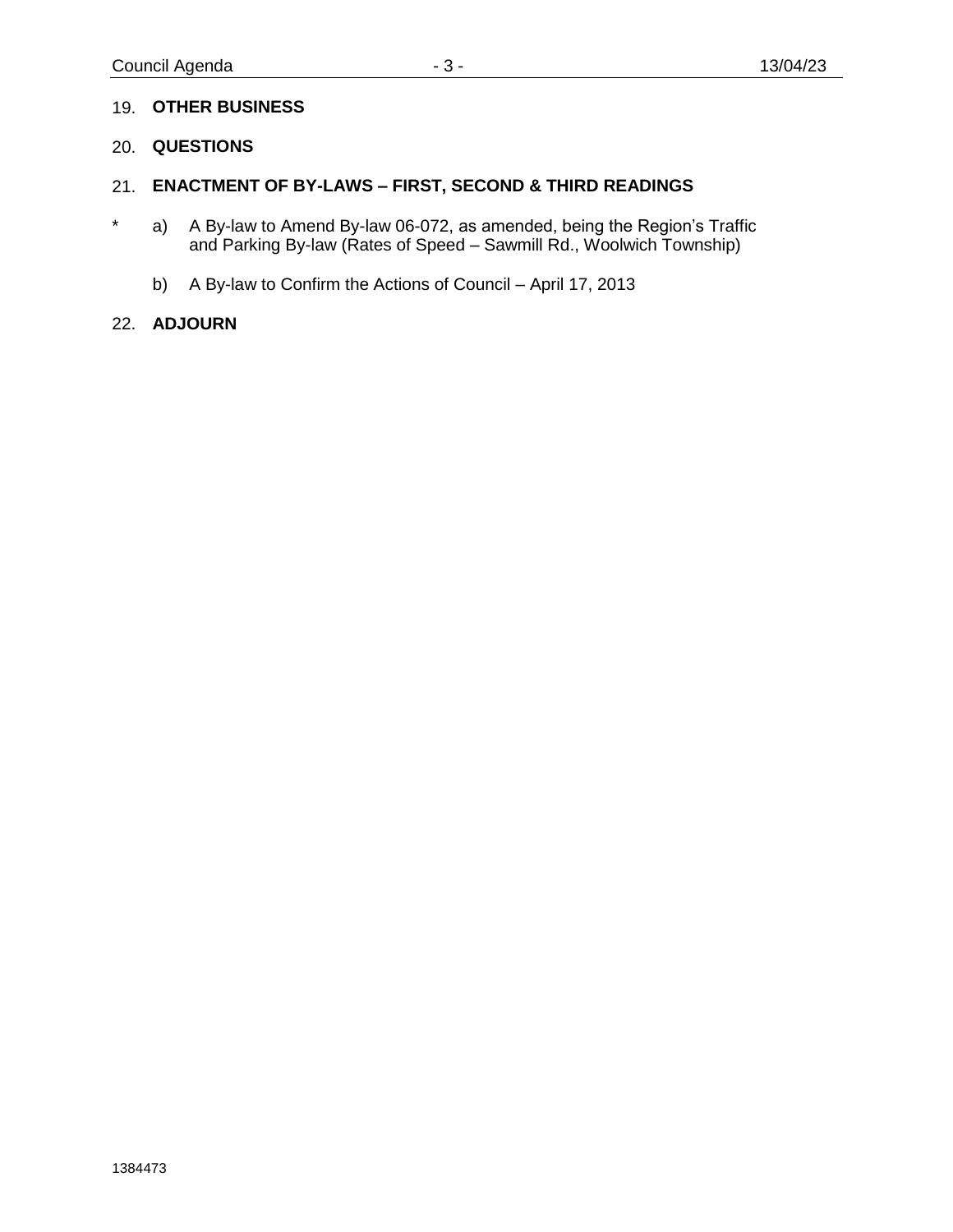19. **OTHER BUSINESS**

20. **QUESTIONS**

21. **ENACTMENT OF BY-LAWS – FIRST, SECOND & THIRD READINGS**

\* a) A By-law to Amend By-law 06-072, as amended, being the Region's Traffic and Parking By-law (Rates of Speed – Sawmill Rd., Woolwich Township)

b) A By-law to Confirm the Actions of Council – April 17, 2013

22. **ADJOURN**

1384473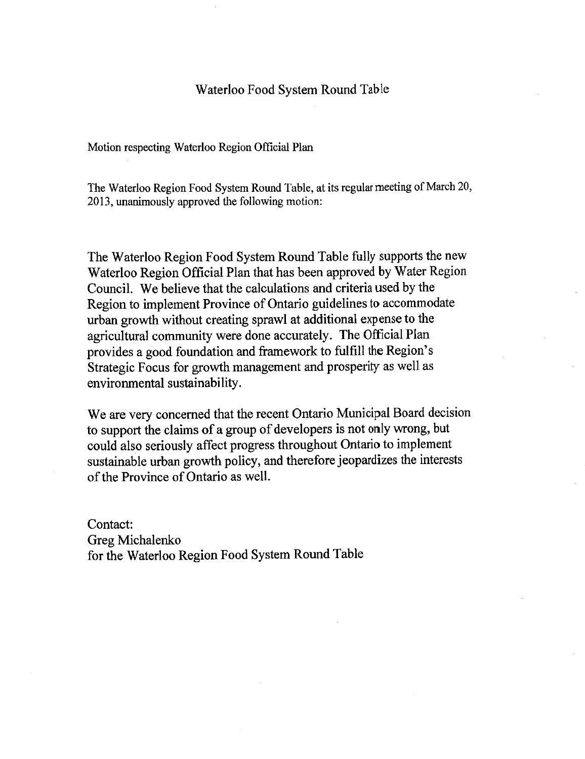# Waterloo Food System Round Table

Motion respecting Waterloo Region Official Plan

The Waterloo Region Food System Round Table, at its regular meeting of March 20, 2013, unanimously approved the following motion:

The Waterloo Region Food System Round Table fully supports the new Waterloo Region Official Plan that has been approved by Water Region Council. We believe that the calculations and criteria used by the Region to implement Province of Ontario guidelines to accommodate urban growth without creating sprawl at additional expense to the agricultural community were done accurately. The Official Plan provides a good foundation and framework to fulfill the Region's Strategic Focus for growth management and prosperity as well as environmental sustainability.

We are very concerned that the recent Ontario Municipal Board decision to support the claims of a group of developers is not only wrong, but could also seriously affect progress throughout Ontario to implement sustainable urban growth policy, and therefore jeopardizes the interests of the Province of Ontario as well.

Contact:
Greg Michalenko
for the Waterloo Region Food System Round Table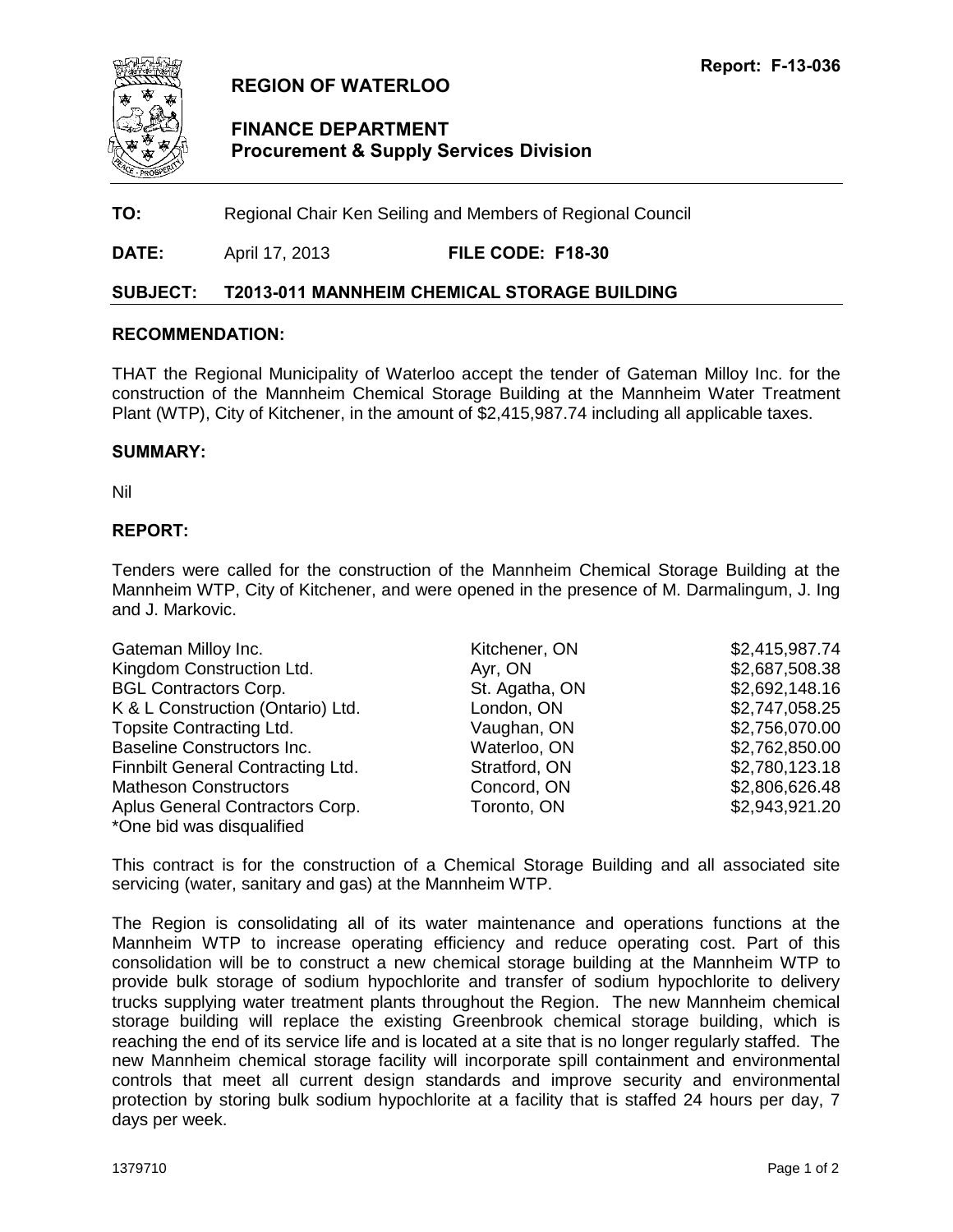Report: F-13-036

# REGION OF WATERLOO

## FINANCE DEPARTMENT
### Procurement & Supply Services Division

**TO:** Regional Chair Ken Seiling and Members of Regional Council

**DATE:** April 17, 2013 **FILE CODE: F18-30**

**SUBJECT: T2013-011 MANNHEIM CHEMICAL STORAGE BUILDING**

**RECOMMENDATION:**

THAT the Regional Municipality of Waterloo accept the tender of Gateman Milloy Inc. for the construction of the Mannheim Chemical Storage Building at the Mannheim Water Treatment Plant (WTP), City of Kitchener, in the amount of $2,415,987.74 including all applicable taxes.

**SUMMARY:**

Nil

**REPORT:**

Tenders were called for the construction of the Mannheim Chemical Storage Building at the Mannheim WTP, City of Kitchener, and were opened in the presence of M. Darmalingum, J. Ing and J. Markovic.

| | | |
|---|---|---|
| Gateman Milloy Inc. | Kitchener, ON | $2,415,987.74 |
| Kingdom Construction Ltd. | Ayr, ON | $2,687,508.38 |
| BGL Contractors Corp. | St. Agatha, ON | $2,692,148.16 |
| K & L Construction (Ontario) Ltd. | London, ON | $2,747,058.25 |
| Topsite Contracting Ltd. | Vaughan, ON | $2,756,070.00 |
| Baseline Constructors Inc. | Waterloo, ON | $2,762,850.00 |
| Finnbilt General Contracting Ltd. | Stratford, ON | $2,780,123.18 |
| Matheson Constructors | Concord, ON | $2,806,626.48 |
| Aplus General Contractors Corp. | Toronto, ON | $2,943,921.20 |

*One bid was disqualified

This contract is for the construction of a Chemical Storage Building and all associated site servicing (water, sanitary and gas) at the Mannheim WTP.

The Region is consolidating all of its water maintenance and operations functions at the Mannheim WTP to increase operating efficiency and reduce operating cost. Part of this consolidation will be to construct a new chemical storage building at the Mannheim WTP to provide bulk storage of sodium hypochlorite and transfer of sodium hypochlorite to delivery trucks supplying water treatment plants throughout the Region. The new Mannheim chemical storage building will replace the existing Greenbrook chemical storage building, which is reaching the end of its service life and is located at a site that is no longer regularly staffed. The new Mannheim chemical storage facility will incorporate spill containment and environmental controls that meet all current design standards and improve security and environmental protection by storing bulk sodium hypochlorite at a facility that is staffed 24 hours per day, 7 days per week.

1379710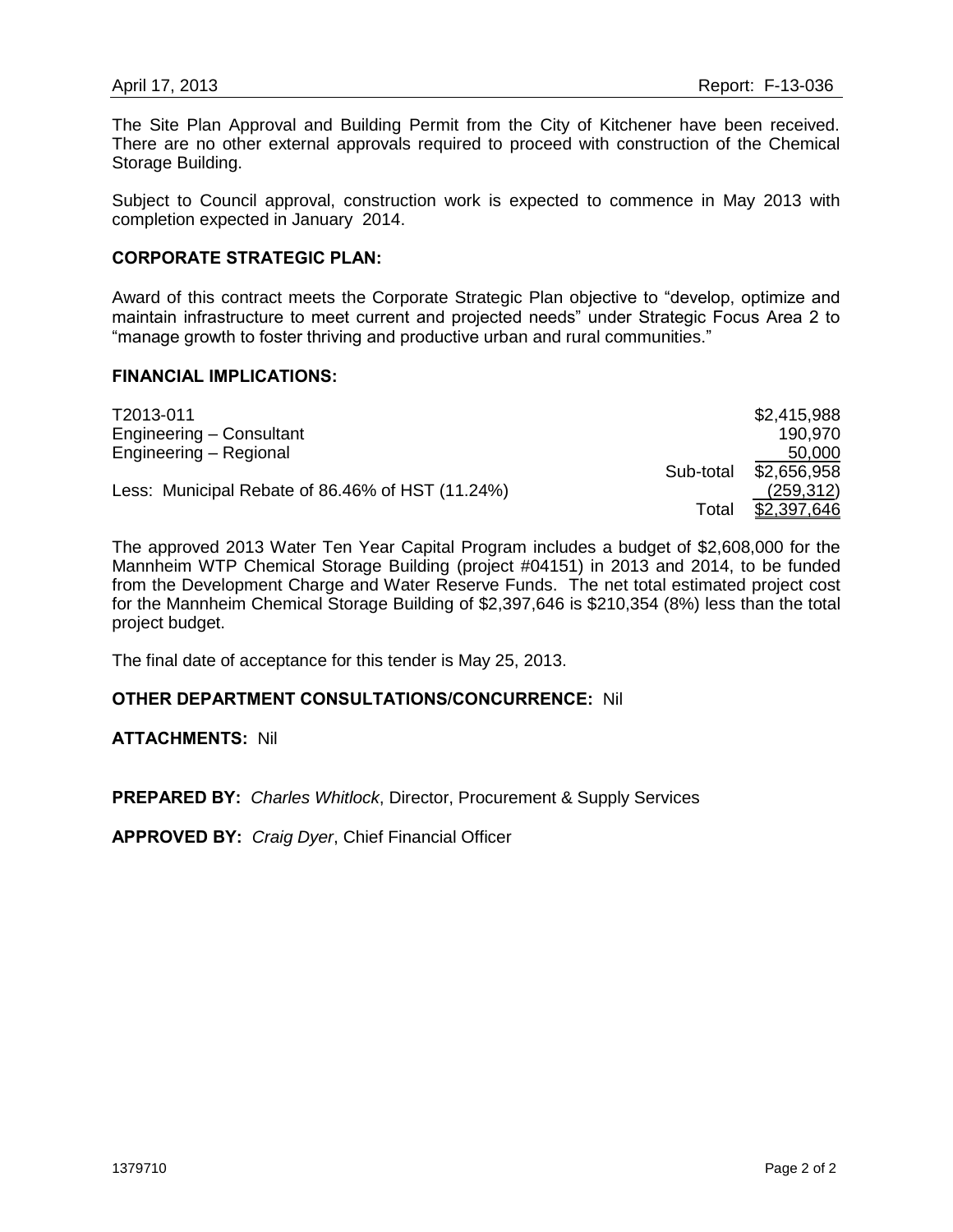The Site Plan Approval and Building Permit from the City of Kitchener have been received. There are no other external approvals required to proceed with construction of the Chemical Storage Building.

Subject to Council approval, construction work is expected to commence in May 2013 with completion expected in January 2014.

## CORPORATE STRATEGIC PLAN:

Award of this contract meets the Corporate Strategic Plan objective to "develop, optimize and maintain infrastructure to meet current and projected needs" under Strategic Focus Area 2 to "manage growth to foster thriving and productive urban and rural communities."

## FINANCIAL IMPLICATIONS:

| | | |
|---|---|---|
| T2013-011 | | $2,415,988 |
| Engineering – Consultant | | 190,970 |
| Engineering – Regional | | 50,000 |
| | Sub-total | $2,656,958 |
| Less: Municipal Rebate of 86.46% of HST (11.24%) | | (259,312) |
| | Total | $2,397,646 |

The approved 2013 Water Ten Year Capital Program includes a budget of $2,608,000 for the Mannheim WTP Chemical Storage Building (project #04151) in 2013 and 2014, to be funded from the Development Charge and Water Reserve Funds. The net total estimated project cost for the Mannheim Chemical Storage Building of $2,397,646 is $210,354 (8%) less than the total project budget.

The final date of acceptance for this tender is May 25, 2013.

**OTHER DEPARTMENT CONSULTATIONS/CONCURRENCE:** Nil

**ATTACHMENTS:** Nil

**PREPARED BY:** *Charles Whitlock*, Director, Procurement & Supply Services

**APPROVED BY:** *Craig Dyer*, Chief Financial Officer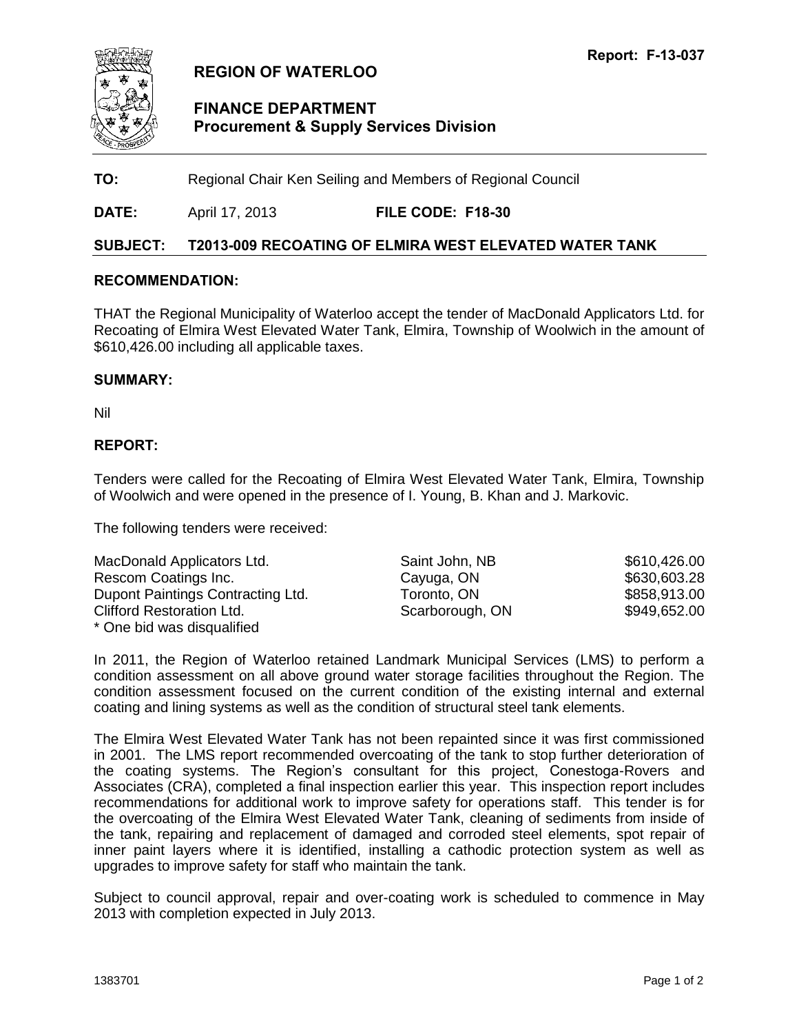**Report: F-13-037**

# REGION OF WATERLOO

## FINANCE DEPARTMENT
### Procurement & Supply Services Division

**TO:** Regional Chair Ken Seiling and Members of Regional Council

**DATE:** April 17, 2013 **FILE CODE: F18-30**

**SUBJECT: T2013-009 RECOATING OF ELMIRA WEST ELEVATED WATER TANK**

### RECOMMENDATION:

THAT the Regional Municipality of Waterloo accept the tender of MacDonald Applicators Ltd. for Recoating of Elmira West Elevated Water Tank, Elmira, Township of Woolwich in the amount of $610,426.00 including all applicable taxes.

### SUMMARY:

Nil

### REPORT:

Tenders were called for the Recoating of Elmira West Elevated Water Tank, Elmira, Township of Woolwich and were opened in the presence of I. Young, B. Khan and J. Markovic.

The following tenders were received:

| | | |
|---|---|---|
| MacDonald Applicators Ltd. | Saint John, NB | $610,426.00 |
| Rescom Coatings Inc. | Cayuga, ON | $630,603.28 |
| Dupont Paintings Contracting Ltd. | Toronto, ON | $858,913.00 |
| Clifford Restoration Ltd. | Scarborough, ON | $949,652.00 |

* One bid was disqualified

In 2011, the Region of Waterloo retained Landmark Municipal Services (LMS) to perform a condition assessment on all above ground water storage facilities throughout the Region. The condition assessment focused on the current condition of the existing internal and external coating and lining systems as well as the condition of structural steel tank elements.

The Elmira West Elevated Water Tank has not been repainted since it was first commissioned in 2001. The LMS report recommended overcoating of the tank to stop further deterioration of the coating systems. The Region's consultant for this project, Conestoga-Rovers and Associates (CRA), completed a final inspection earlier this year. This inspection report includes recommendations for additional work to improve safety for operations staff. This tender is for the overcoating of the Elmira West Elevated Water Tank, cleaning of sediments from inside of the tank, repairing and replacement of damaged and corroded steel elements, spot repair of inner paint layers where it is identified, installing a cathodic protection system as well as upgrades to improve safety for staff who maintain the tank.

Subject to council approval, repair and over-coating work is scheduled to commence in May 2013 with completion expected in July 2013.

1383701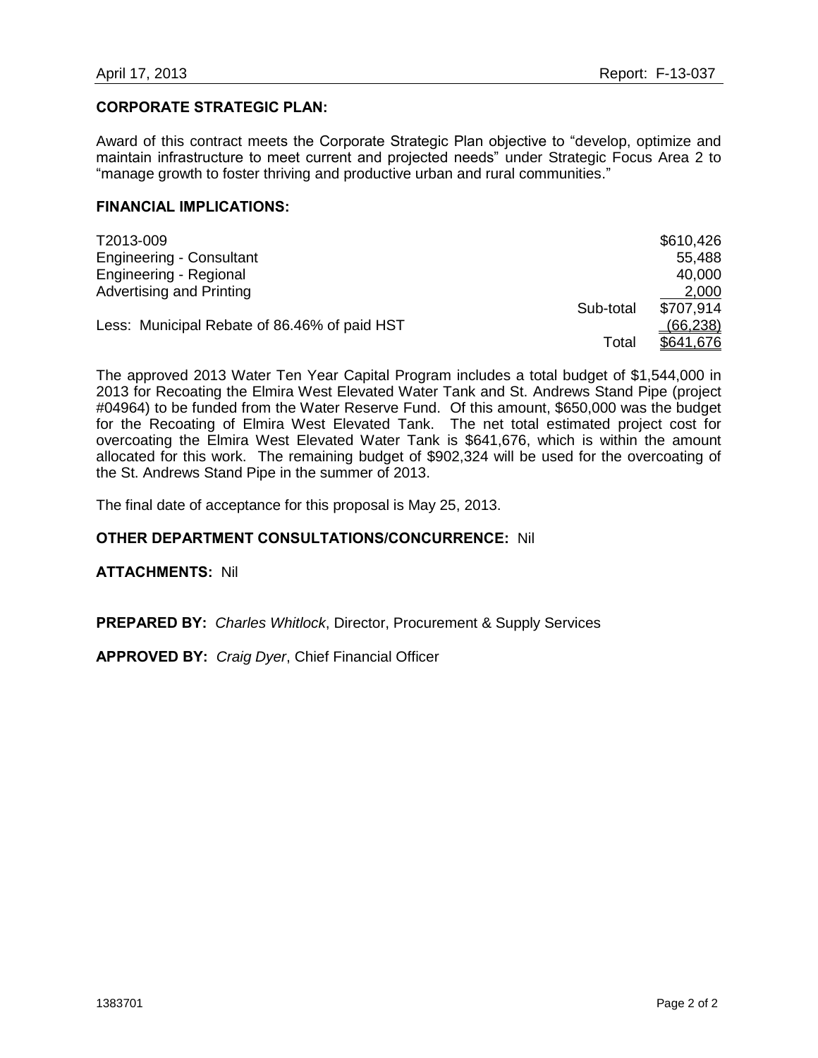## CORPORATE STRATEGIC PLAN:

Award of this contract meets the Corporate Strategic Plan objective to "develop, optimize and maintain infrastructure to meet current and projected needs" under Strategic Focus Area 2 to "manage growth to foster thriving and productive urban and rural communities."

## FINANCIAL IMPLICATIONS:

| | | |
|---|---|---|
| T2013-009 | | $610,426 |
| Engineering - Consultant | | 55,488 |
| Engineering - Regional | | 40,000 |
| Advertising and Printing | | 2,000 |
| | Sub-total | $707,914 |
| Less: Municipal Rebate of 86.46% of paid HST | | (66,238) |
| | Total | $641,676 |

The approved 2013 Water Ten Year Capital Program includes a total budget of $1,544,000 in 2013 for Recoating the Elmira West Elevated Water Tank and St. Andrews Stand Pipe (project #04964) to be funded from the Water Reserve Fund. Of this amount, $650,000 was the budget for the Recoating of Elmira West Elevated Tank. The net total estimated project cost for overcoating the Elmira West Elevated Water Tank is $641,676, which is within the amount allocated for this work. The remaining budget of $902,324 will be used for the overcoating of the St. Andrews Stand Pipe in the summer of 2013.

The final date of acceptance for this proposal is May 25, 2013.

**OTHER DEPARTMENT CONSULTATIONS/CONCURRENCE:** Nil

**ATTACHMENTS:** Nil

**PREPARED BY:** *Charles Whitlock*, Director, Procurement & Supply Services

**APPROVED BY:** *Craig Dyer*, Chief Financial Officer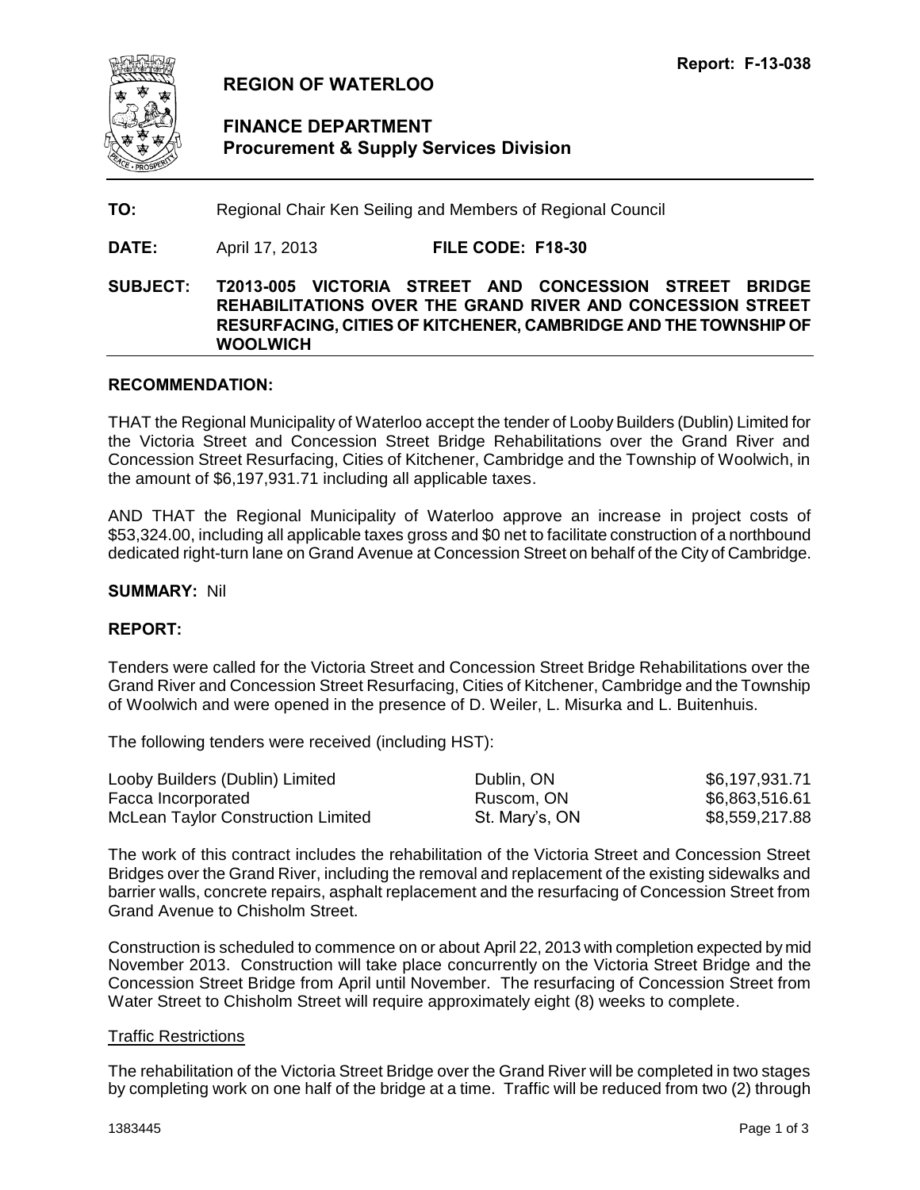Report: F-13-038

# REGION OF WATERLOO

## FINANCE DEPARTMENT
## Procurement & Supply Services Division

**TO:** Regional Chair Ken Seiling and Members of Regional Council

**DATE:** April 17, 2013 **FILE CODE: F18-30**

**SUBJECT: T2013-005 VICTORIA STREET AND CONCESSION STREET BRIDGE REHABILITATIONS OVER THE GRAND RIVER AND CONCESSION STREET RESURFACING, CITIES OF KITCHENER, CAMBRIDGE AND THE TOWNSHIP OF WOOLWICH**

### RECOMMENDATION:

THAT the Regional Municipality of Waterloo accept the tender of Looby Builders (Dublin) Limited for the Victoria Street and Concession Street Bridge Rehabilitations over the Grand River and Concession Street Resurfacing, Cities of Kitchener, Cambridge and the Township of Woolwich, in the amount of $6,197,931.71 including all applicable taxes.

AND THAT the Regional Municipality of Waterloo approve an increase in project costs of $53,324.00, including all applicable taxes gross and $0 net to facilitate construction of a northbound dedicated right-turn lane on Grand Avenue at Concession Street on behalf of the City of Cambridge.

**SUMMARY:** Nil

### REPORT:

Tenders were called for the Victoria Street and Concession Street Bridge Rehabilitations over the Grand River and Concession Street Resurfacing, Cities of Kitchener, Cambridge and the Township of Woolwich and were opened in the presence of D. Weiler, L. Misurka and L. Buitenhuis.

The following tenders were received (including HST):

| | | |
|---|---|---|
| Looby Builders (Dublin) Limited | Dublin, ON | $6,197,931.71 |
| Facca Incorporated | Ruscom, ON | $6,863,516.61 |
| McLean Taylor Construction Limited | St. Mary's, ON | $8,559,217.88 |

The work of this contract includes the rehabilitation of the Victoria Street and Concession Street Bridges over the Grand River, including the removal and replacement of the existing sidewalks and barrier walls, concrete repairs, asphalt replacement and the resurfacing of Concession Street from Grand Avenue to Chisholm Street.

Construction is scheduled to commence on or about April 22, 2013 with completion expected by mid November 2013. Construction will take place concurrently on the Victoria Street Bridge and the Concession Street Bridge from April until November. The resurfacing of Concession Street from Water Street to Chisholm Street will require approximately eight (8) weeks to complete.

Traffic Restrictions

The rehabilitation of the Victoria Street Bridge over the Grand River will be completed in two stages by completing work on one half of the bridge at a time. Traffic will be reduced from two (2) through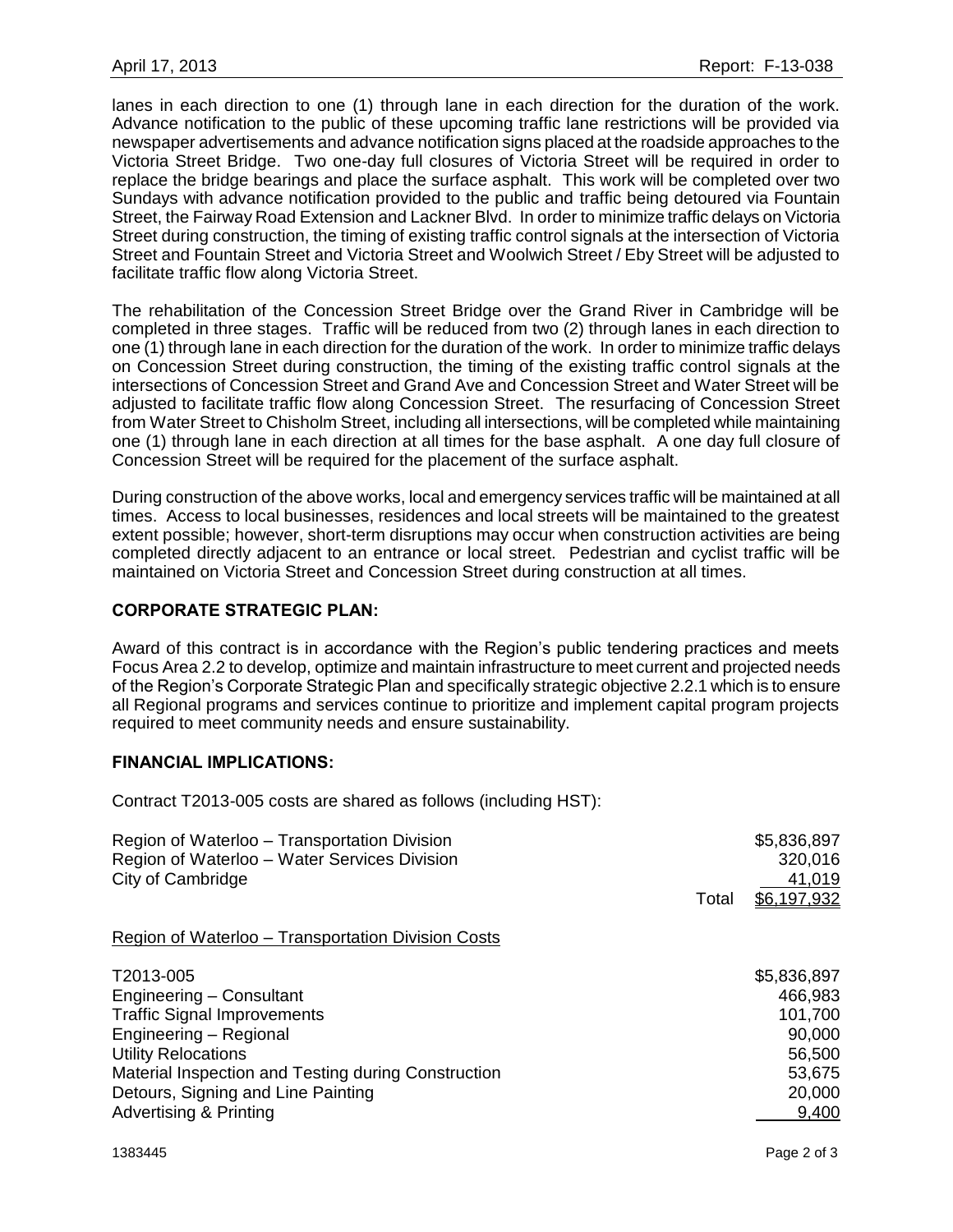lanes in each direction to one (1) through lane in each direction for the duration of the work. Advance notification to the public of these upcoming traffic lane restrictions will be provided via newspaper advertisements and advance notification signs placed at the roadside approaches to the Victoria Street Bridge. Two one-day full closures of Victoria Street will be required in order to replace the bridge bearings and place the surface asphalt. This work will be completed over two Sundays with advance notification provided to the public and traffic being detoured via Fountain Street, the Fairway Road Extension and Lackner Blvd. In order to minimize traffic delays on Victoria Street during construction, the timing of existing traffic control signals at the intersection of Victoria Street and Fountain Street and Victoria Street and Woolwich Street / Eby Street will be adjusted to facilitate traffic flow along Victoria Street.

The rehabilitation of the Concession Street Bridge over the Grand River in Cambridge will be completed in three stages. Traffic will be reduced from two (2) through lanes in each direction to one (1) through lane in each direction for the duration of the work. In order to minimize traffic delays on Concession Street during construction, the timing of the existing traffic control signals at the intersections of Concession Street and Grand Ave and Concession Street and Water Street will be adjusted to facilitate traffic flow along Concession Street. The resurfacing of Concession Street from Water Street to Chisholm Street, including all intersections, will be completed while maintaining one (1) through lane in each direction at all times for the base asphalt. A one day full closure of Concession Street will be required for the placement of the surface asphalt.

During construction of the above works, local and emergency services traffic will be maintained at all times. Access to local businesses, residences and local streets will be maintained to the greatest extent possible; however, short-term disruptions may occur when construction activities are being completed directly adjacent to an entrance or local street. Pedestrian and cyclist traffic will be maintained on Victoria Street and Concession Street during construction at all times.

## CORPORATE STRATEGIC PLAN:

Award of this contract is in accordance with the Region's public tendering practices and meets Focus Area 2.2 to develop, optimize and maintain infrastructure to meet current and projected needs of the Region's Corporate Strategic Plan and specifically strategic objective 2.2.1 which is to ensure all Regional programs and services continue to prioritize and implement capital program projects required to meet community needs and ensure sustainability.

## FINANCIAL IMPLICATIONS:

Contract T2013-005 costs are shared as follows (including HST):

| | | |
|---|---|---|
| Region of Waterloo – Transportation Division | | $5,836,897 |
| Region of Waterloo – Water Services Division | | 320,016 |
| City of Cambridge | | 41,019 |
| | Total | $6,197,932 |

<u>Region of Waterloo – Transportation Division Costs</u>

| | |
|---|---|
| T2013-005 | $5,836,897 |
| Engineering – Consultant | 466,983 |
| Traffic Signal Improvements | 101,700 |
| Engineering – Regional | 90,000 |
| Utility Relocations | 56,500 |
| Material Inspection and Testing during Construction | 53,675 |
| Detours, Signing and Line Painting | 20,000 |
| Advertising & Printing | 9,400 |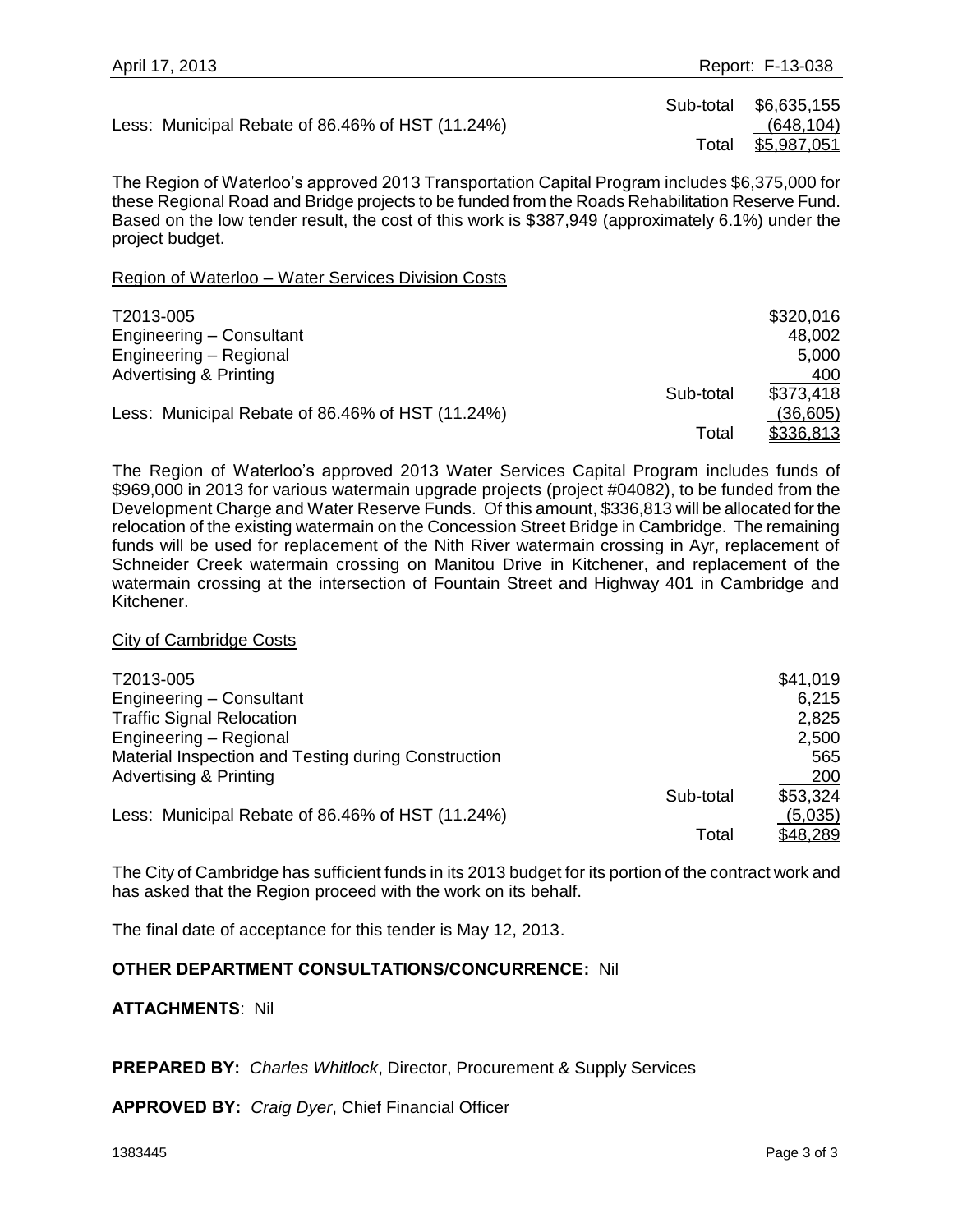| | | |
|---|---|---|
| | Sub-total | $6,635,155 |
| Less: Municipal Rebate of 86.46% of HST (11.24%) | | (648,104) |
| | Total | $5,987,051 |

The Region of Waterloo's approved 2013 Transportation Capital Program includes $6,375,000 for these Regional Road and Bridge projects to be funded from the Roads Rehabilitation Reserve Fund. Based on the low tender result, the cost of this work is $387,949 (approximately 6.1%) under the project budget.

Region of Waterloo – Water Services Division Costs

| | | |
|---|---|---|
| T2013-005 | | $320,016 |
| Engineering – Consultant | | 48,002 |
| Engineering – Regional | | 5,000 |
| Advertising & Printing | | 400 |
| | Sub-total | $373,418 |
| Less: Municipal Rebate of 86.46% of HST (11.24%) | | (36,605) |
| | Total | $336,813 |

The Region of Waterloo's approved 2013 Water Services Capital Program includes funds of $969,000 in 2013 for various watermain upgrade projects (project #04082), to be funded from the Development Charge and Water Reserve Funds. Of this amount, $336,813 will be allocated for the relocation of the existing watermain on the Concession Street Bridge in Cambridge. The remaining funds will be used for replacement of the Nith River watermain crossing in Ayr, replacement of Schneider Creek watermain crossing on Manitou Drive in Kitchener, and replacement of the watermain crossing at the intersection of Fountain Street and Highway 401 in Cambridge and Kitchener.

City of Cambridge Costs

| | | |
|---|---|---|
| T2013-005 | | $41,019 |
| Engineering – Consultant | | 6,215 |
| Traffic Signal Relocation | | 2,825 |
| Engineering – Regional | | 2,500 |
| Material Inspection and Testing during Construction | | 565 |
| Advertising & Printing | | 200 |
| | Sub-total | $53,324 |
| Less: Municipal Rebate of 86.46% of HST (11.24%) | | (5,035) |
| | Total | $48,289 |

The City of Cambridge has sufficient funds in its 2013 budget for its portion of the contract work and has asked that the Region proceed with the work on its behalf.

The final date of acceptance for this tender is May 12, 2013.

**OTHER DEPARTMENT CONSULTATIONS/CONCURRENCE:** Nil

**ATTACHMENTS**: Nil

**PREPARED BY:** *Charles Whitlock*, Director, Procurement & Supply Services

**APPROVED BY:** *Craig Dyer*, Chief Financial Officer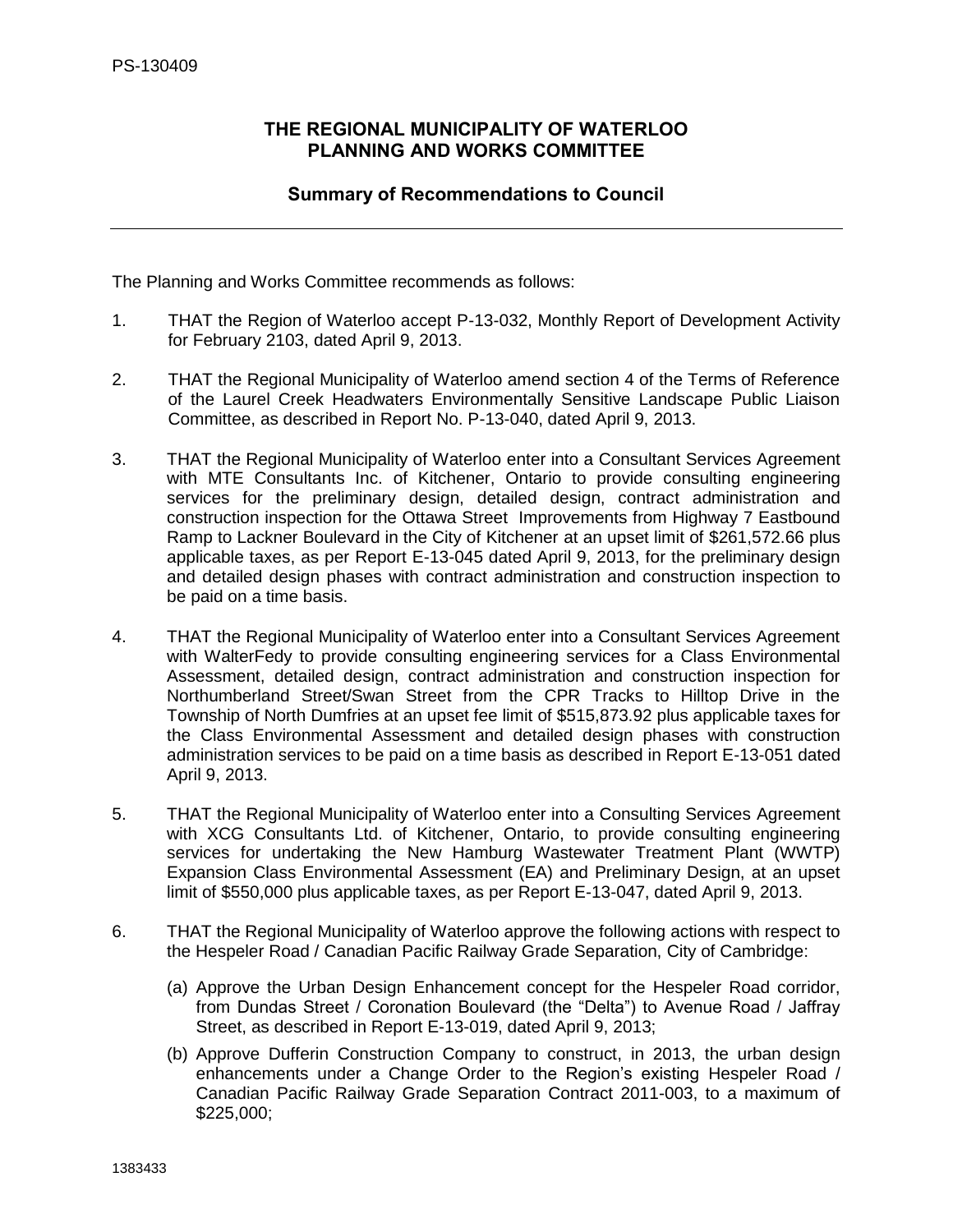PS-130409

## THE REGIONAL MUNICIPALITY OF WATERLOO
## PLANNING AND WORKS COMMITTEE

### Summary of Recommendations to Council

---

The Planning and Works Committee recommends as follows:

1. THAT the Region of Waterloo accept P-13-032, Monthly Report of Development Activity for February 2103, dated April 9, 2013.

2. THAT the Regional Municipality of Waterloo amend section 4 of the Terms of Reference of the Laurel Creek Headwaters Environmentally Sensitive Landscape Public Liaison Committee, as described in Report No. P-13-040, dated April 9, 2013.

3. THAT the Regional Municipality of Waterloo enter into a Consultant Services Agreement with MTE Consultants Inc. of Kitchener, Ontario to provide consulting engineering services for the preliminary design, detailed design, contract administration and construction inspection for the Ottawa Street Improvements from Highway 7 Eastbound Ramp to Lackner Boulevard in the City of Kitchener at an upset limit of $261,572.66 plus applicable taxes, as per Report E-13-045 dated April 9, 2013, for the preliminary design and detailed design phases with contract administration and construction inspection to be paid on a time basis.

4. THAT the Regional Municipality of Waterloo enter into a Consultant Services Agreement with WalterFedy to provide consulting engineering services for a Class Environmental Assessment, detailed design, contract administration and construction inspection for Northumberland Street/Swan Street from the CPR Tracks to Hilltop Drive in the Township of North Dumfries at an upset fee limit of $515,873.92 plus applicable taxes for the Class Environmental Assessment and detailed design phases with construction administration services to be paid on a time basis as described in Report E-13-051 dated April 9, 2013.

5. THAT the Regional Municipality of Waterloo enter into a Consulting Services Agreement with XCG Consultants Ltd. of Kitchener, Ontario, to provide consulting engineering services for undertaking the New Hamburg Wastewater Treatment Plant (WWTP) Expansion Class Environmental Assessment (EA) and Preliminary Design, at an upset limit of $550,000 plus applicable taxes, as per Report E-13-047, dated April 9, 2013.

6. THAT the Regional Municipality of Waterloo approve the following actions with respect to the Hespeler Road / Canadian Pacific Railway Grade Separation, City of Cambridge:

   (a) Approve the Urban Design Enhancement concept for the Hespeler Road corridor, from Dundas Street / Coronation Boulevard (the "Delta") to Avenue Road / Jaffray Street, as described in Report E-13-019, dated April 9, 2013;

   (b) Approve Dufferin Construction Company to construct, in 2013, the urban design enhancements under a Change Order to the Region's existing Hespeler Road / Canadian Pacific Railway Grade Separation Contract 2011-003, to a maximum of $225,000;

1383433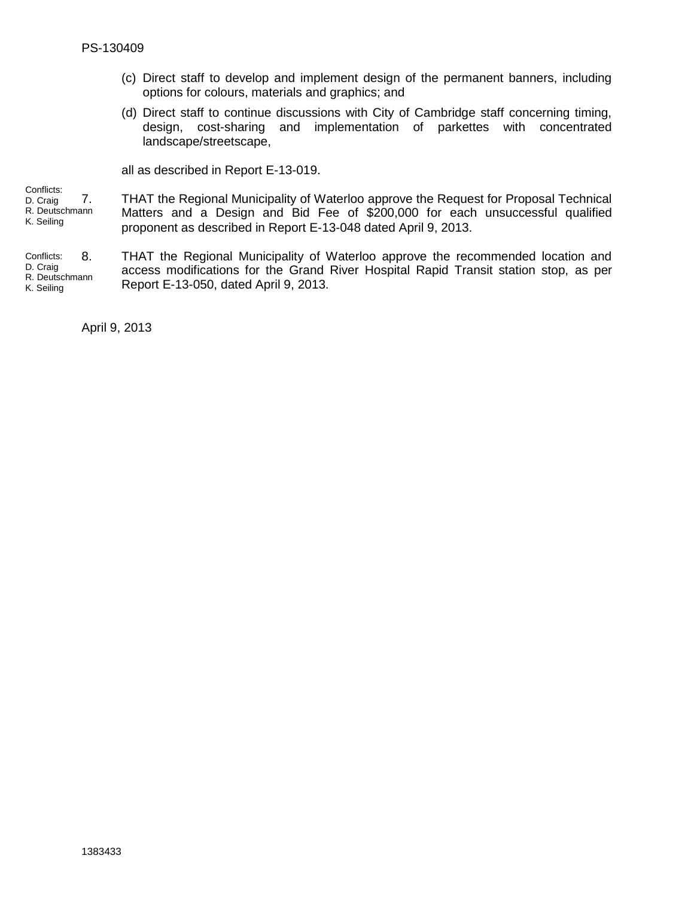(c) Direct staff to develop and implement design of the permanent banners, including options for colours, materials and graphics; and

(d) Direct staff to continue discussions with City of Cambridge staff concerning timing, design, cost-sharing and implementation of parkettes with concentrated landscape/streetscape,

all as described in Report E-13-019.

Conflicts: D. Craig, R. Deutschmann, K. Seiling

7. THAT the Regional Municipality of Waterloo approve the Request for Proposal Technical Matters and a Design and Bid Fee of $200,000 for each unsuccessful qualified proponent as described in Report E-13-048 dated April 9, 2013.

Conflicts: D. Craig, R. Deutschmann, K. Seiling

8. THAT the Regional Municipality of Waterloo approve the recommended location and access modifications for the Grand River Hospital Rapid Transit station stop, as per Report E-13-050, dated April 9, 2013.

April 9, 2013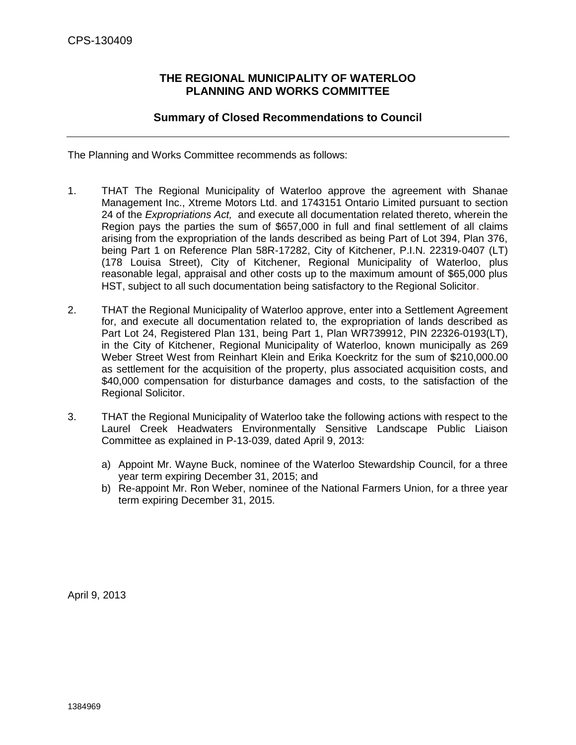CPS-130409

## THE REGIONAL MUNICIPALITY OF WATERLOO
## PLANNING AND WORKS COMMITTEE

### Summary of Closed Recommendations to Council

---

The Planning and Works Committee recommends as follows:

1. THAT The Regional Municipality of Waterloo approve the agreement with Shanae Management Inc., Xtreme Motors Ltd. and 1743151 Ontario Limited pursuant to section 24 of the *Expropriations Act,* and execute all documentation related thereto, wherein the Region pays the parties the sum of $657,000 in full and final settlement of all claims arising from the expropriation of the lands described as being Part of Lot 394, Plan 376, being Part 1 on Reference Plan 58R-17282, City of Kitchener, P.I.N. 22319-0407 (LT) (178 Louisa Street), City of Kitchener, Regional Municipality of Waterloo, plus reasonable legal, appraisal and other costs up to the maximum amount of $65,000 plus HST, subject to all such documentation being satisfactory to the Regional Solicitor.

2. THAT the Regional Municipality of Waterloo approve, enter into a Settlement Agreement for, and execute all documentation related to, the expropriation of lands described as Part Lot 24, Registered Plan 131, being Part 1, Plan WR739912, PIN 22326-0193(LT), in the City of Kitchener, Regional Municipality of Waterloo, known municipally as 269 Weber Street West from Reinhart Klein and Erika Koeckritz for the sum of $210,000.00 as settlement for the acquisition of the property, plus associated acquisition costs, and $40,000 compensation for disturbance damages and costs, to the satisfaction of the Regional Solicitor.

3. THAT the Regional Municipality of Waterloo take the following actions with respect to the Laurel Creek Headwaters Environmentally Sensitive Landscape Public Liaison Committee as explained in P-13-039, dated April 9, 2013:

   a) Appoint Mr. Wayne Buck, nominee of the Waterloo Stewardship Council, for a three year term expiring December 31, 2015; and
   b) Re-appoint Mr. Ron Weber, nominee of the National Farmers Union, for a three year term expiring December 31, 2015.

April 9, 2013

1384969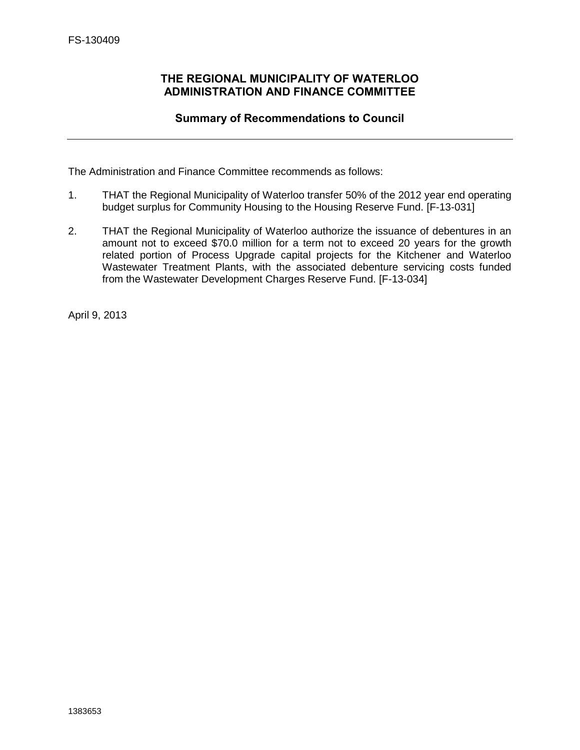FS-130409

## THE REGIONAL MUNICIPALITY OF WATERLOO
## ADMINISTRATION AND FINANCE COMMITTEE

### Summary of Recommendations to Council

---

The Administration and Finance Committee recommends as follows:

1. THAT the Regional Municipality of Waterloo transfer 50% of the 2012 year end operating budget surplus for Community Housing to the Housing Reserve Fund. [F-13-031]

2. THAT the Regional Municipality of Waterloo authorize the issuance of debentures in an amount not to exceed $70.0 million for a term not to exceed 20 years for the growth related portion of Process Upgrade capital projects for the Kitchener and Waterloo Wastewater Treatment Plants, with the associated debenture servicing costs funded from the Wastewater Development Charges Reserve Fund. [F-13-034]

April 9, 2013

1383653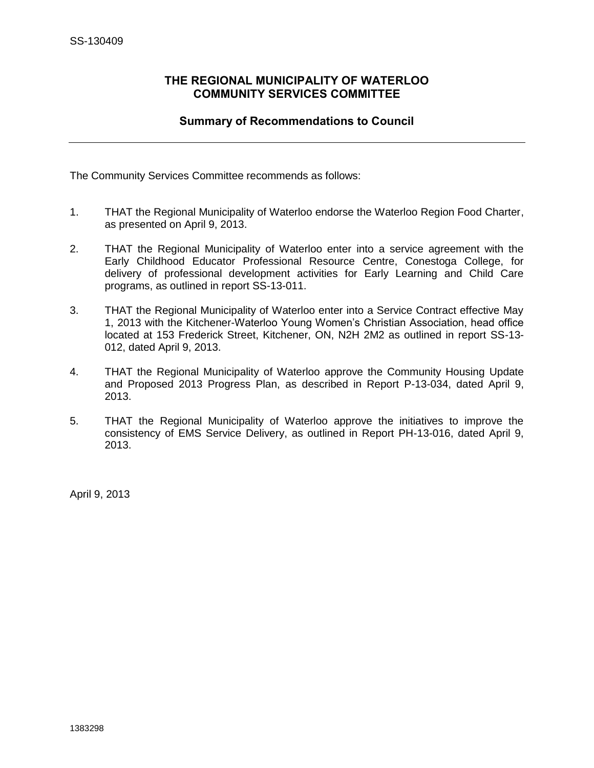SS-130409

# THE REGIONAL MUNICIPALITY OF WATERLOO COMMUNITY SERVICES COMMITTEE

## Summary of Recommendations to Council

---

The Community Services Committee recommends as follows:

1. THAT the Regional Municipality of Waterloo endorse the Waterloo Region Food Charter, as presented on April 9, 2013.

2. THAT the Regional Municipality of Waterloo enter into a service agreement with the Early Childhood Educator Professional Resource Centre, Conestoga College, for delivery of professional development activities for Early Learning and Child Care programs, as outlined in report SS-13-011.

3. THAT the Regional Municipality of Waterloo enter into a Service Contract effective May 1, 2013 with the Kitchener-Waterloo Young Women's Christian Association, head office located at 153 Frederick Street, Kitchener, ON, N2H 2M2 as outlined in report SS-13-012, dated April 9, 2013.

4. THAT the Regional Municipality of Waterloo approve the Community Housing Update and Proposed 2013 Progress Plan, as described in Report P-13-034, dated April 9, 2013.

5. THAT the Regional Municipality of Waterloo approve the initiatives to improve the consistency of EMS Service Delivery, as outlined in Report PH-13-016, dated April 9, 2013.

April 9, 2013

1383298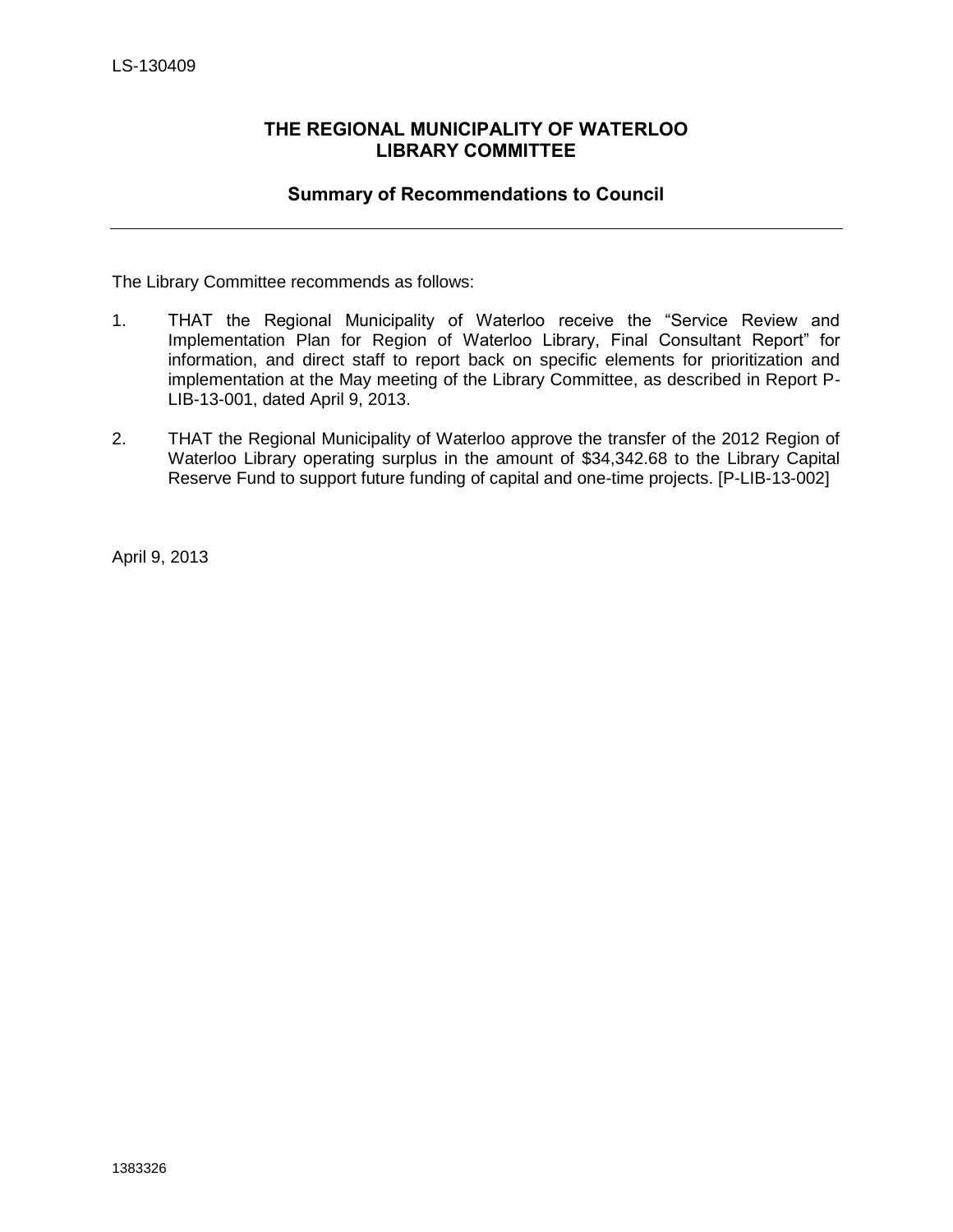LS-130409

## THE REGIONAL MUNICIPALITY OF WATERLOO
## LIBRARY COMMITTEE

### Summary of Recommendations to Council

---

The Library Committee recommends as follows:

1. THAT the Regional Municipality of Waterloo receive the "Service Review and Implementation Plan for Region of Waterloo Library, Final Consultant Report" for information, and direct staff to report back on specific elements for prioritization and implementation at the May meeting of the Library Committee, as described in Report P-LIB-13-001, dated April 9, 2013.

2. THAT the Regional Municipality of Waterloo approve the transfer of the 2012 Region of Waterloo Library operating surplus in the amount of $34,342.68 to the Library Capital Reserve Fund to support future funding of capital and one-time projects. [P-LIB-13-002]

April 9, 2013

1383326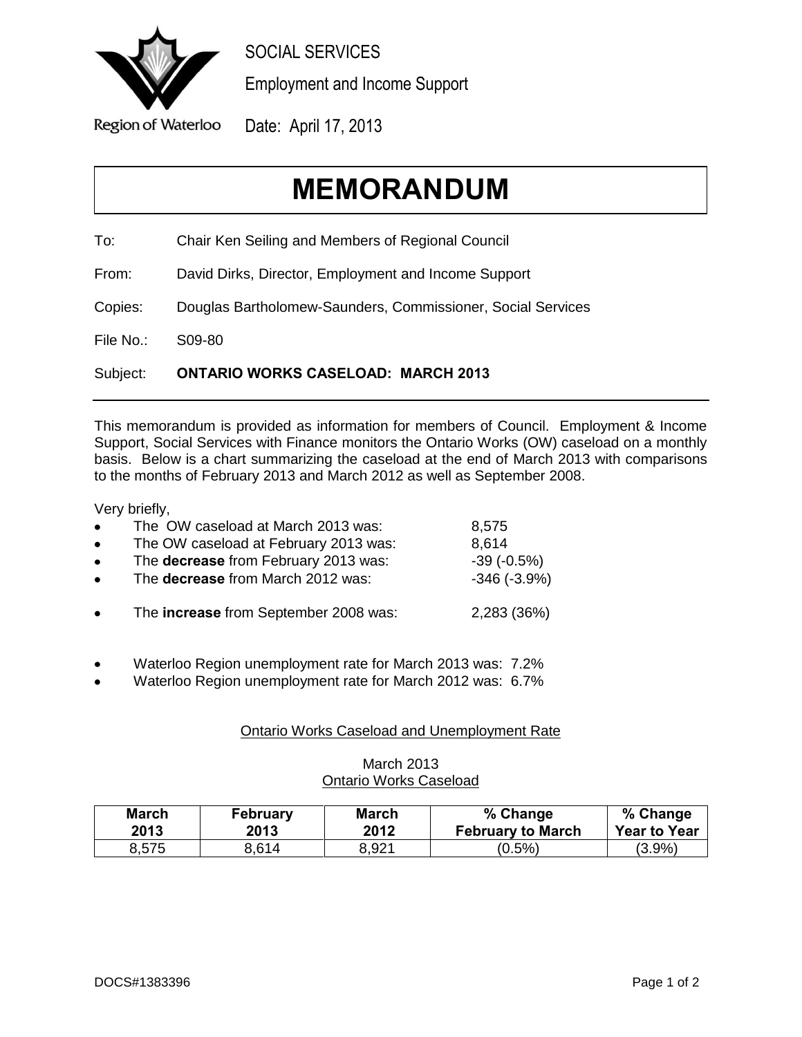SOCIAL SERVICES

Employment and Income Support

Region of Waterloo

Date: April 17, 2013

# MEMORANDUM

To: Chair Ken Seiling and Members of Regional Council

From: David Dirks, Director, Employment and Income Support

Copies: Douglas Bartholomew-Saunders, Commissioner, Social Services

File No.: S09-80

Subject: **ONTARIO WORKS CASELOAD: MARCH 2013**

---

This memorandum is provided as information for members of Council. Employment & Income Support, Social Services with Finance monitors the Ontario Works (OW) caseload on a monthly basis. Below is a chart summarizing the caseload at the end of March 2013 with comparisons to the months of February 2013 and March 2012 as well as September 2008.

Very briefly,

- The OW caseload at March 2013 was: 8,575
- The OW caseload at February 2013 was: 8,614
- The **decrease** from February 2013 was: -39 (-0.5%)
- The **decrease** from March 2012 was: -346 (-3.9%)

- The **increase** from September 2008 was: 2,283 (36%)

- Waterloo Region unemployment rate for March 2013 was: 7.2%
- Waterloo Region unemployment rate for March 2012 was: 6.7%

Ontario Works Caseload and Unemployment Rate

March 2013
Ontario Works Caseload

| March 2013 | February 2013 | March 2012 | % Change February to March | % Change Year to Year |
|---|---|---|---|---|
| 8,575 | 8,614 | 8,921 | (0.5%) | (3.9%) |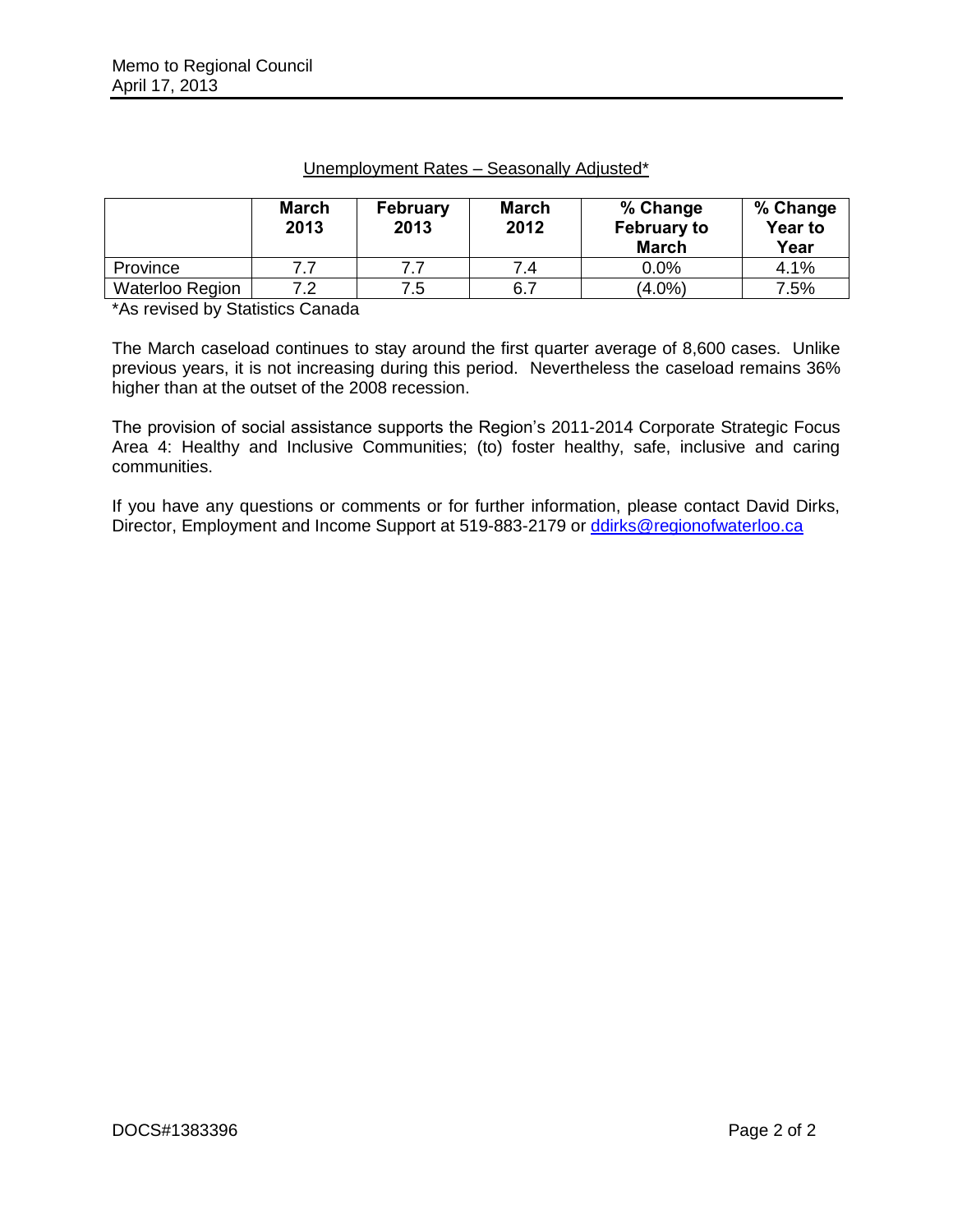Unemployment Rates – Seasonally Adjusted*

| | March 2013 | February 2013 | March 2012 | % Change February to March | % Change Year to Year |
|---|---|---|---|---|---|
| Province | 7.7 | 7.7 | 7.4 | 0.0% | 4.1% |
| Waterloo Region | 7.2 | 7.5 | 6.7 | (4.0%) | 7.5% |

*As revised by Statistics Canada

The March caseload continues to stay around the first quarter average of 8,600 cases. Unlike previous years, it is not increasing during this period. Nevertheless the caseload remains 36% higher than at the outset of the 2008 recession.

The provision of social assistance supports the Region's 2011-2014 Corporate Strategic Focus Area 4: Healthy and Inclusive Communities; (to) foster healthy, safe, inclusive and caring communities.

If you have any questions or comments or for further information, please contact David Dirks, Director, Employment and Income Support at 519-883-2179 or ddirks@regionofwaterloo.ca

DOCS#1383396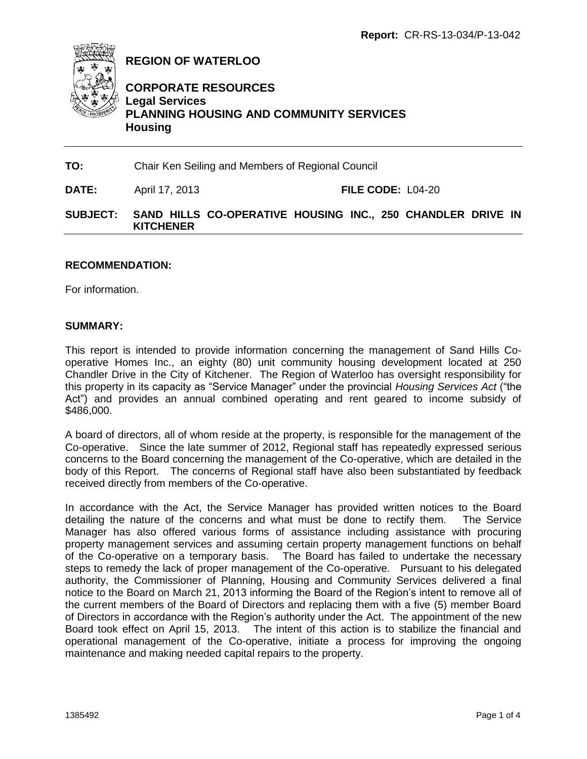Report: CR-RS-13-034/P-13-042

# REGION OF WATERLOO

## CORPORATE RESOURCES
**Legal Services**
## PLANNING HOUSING AND COMMUNITY SERVICES
**Housing**

---

**TO:** Chair Ken Seiling and Members of Regional Council

**DATE:** April 17, 2013 **FILE CODE:** L04-20

**SUBJECT: SAND HILLS CO-OPERATIVE HOUSING INC., 250 CHANDLER DRIVE IN KITCHENER**

---

### RECOMMENDATION:

For information.

### SUMMARY:

This report is intended to provide information concerning the management of Sand Hills Co-operative Homes Inc., an eighty (80) unit community housing development located at 250 Chandler Drive in the City of Kitchener. The Region of Waterloo has oversight responsibility for this property in its capacity as "Service Manager" under the provincial *Housing Services Act* ("the Act") and provides an annual combined operating and rent geared to income subsidy of $486,000.

A board of directors, all of whom reside at the property, is responsible for the management of the Co-operative. Since the late summer of 2012, Regional staff has repeatedly expressed serious concerns to the Board concerning the management of the Co-operative, which are detailed in the body of this Report. The concerns of Regional staff have also been substantiated by feedback received directly from members of the Co-operative.

In accordance with the Act, the Service Manager has provided written notices to the Board detailing the nature of the concerns and what must be done to rectify them. The Service Manager has also offered various forms of assistance including assistance with procuring property management services and assuming certain property management functions on behalf of the Co-operative on a temporary basis. The Board has failed to undertake the necessary steps to remedy the lack of proper management of the Co-operative. Pursuant to his delegated authority, the Commissioner of Planning, Housing and Community Services delivered a final notice to the Board on March 21, 2013 informing the Board of the Region's intent to remove all of the current members of the Board of Directors and replacing them with a five (5) member Board of Directors in accordance with the Region's authority under the Act. The appointment of the new Board took effect on April 15, 2013. The intent of this action is to stabilize the financial and operational management of the Co-operative, initiate a process for improving the ongoing maintenance and making needed capital repairs to the property.

1385492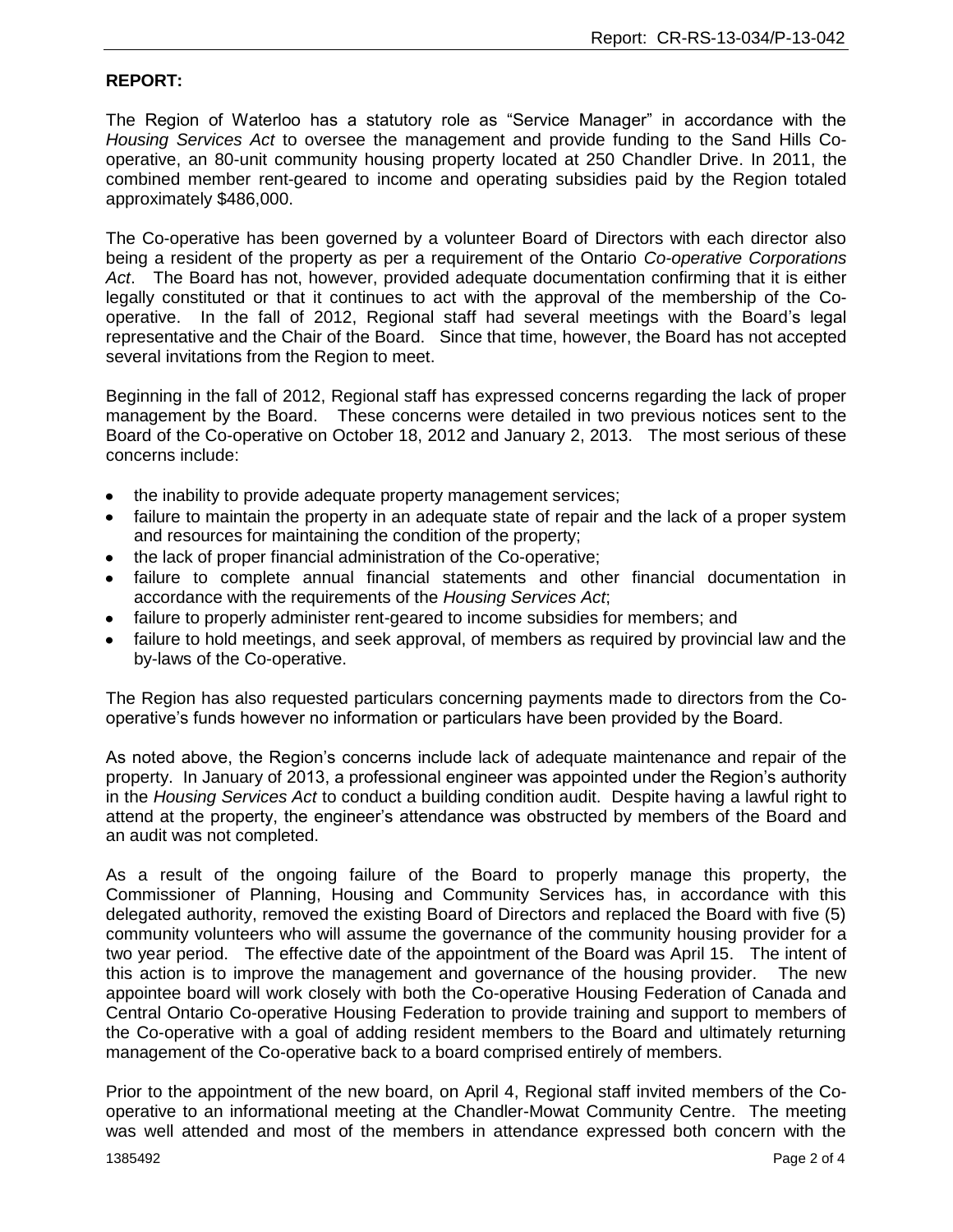**REPORT:**

The Region of Waterloo has a statutory role as "Service Manager" in accordance with the *Housing Services Act* to oversee the management and provide funding to the Sand Hills Co-operative, an 80-unit community housing property located at 250 Chandler Drive. In 2011, the combined member rent-geared to income and operating subsidies paid by the Region totaled approximately $486,000.

The Co-operative has been governed by a volunteer Board of Directors with each director also being a resident of the property as per a requirement of the Ontario *Co-operative Corporations Act*. The Board has not, however, provided adequate documentation confirming that it is either legally constituted or that it continues to act with the approval of the membership of the Co-operative. In the fall of 2012, Regional staff had several meetings with the Board's legal representative and the Chair of the Board. Since that time, however, the Board has not accepted several invitations from the Region to meet.

Beginning in the fall of 2012, Regional staff has expressed concerns regarding the lack of proper management by the Board. These concerns were detailed in two previous notices sent to the Board of the Co-operative on October 18, 2012 and January 2, 2013. The most serious of these concerns include:

- the inability to provide adequate property management services;
- failure to maintain the property in an adequate state of repair and the lack of a proper system and resources for maintaining the condition of the property;
- the lack of proper financial administration of the Co-operative;
- failure to complete annual financial statements and other financial documentation in accordance with the requirements of the *Housing Services Act*;
- failure to properly administer rent-geared to income subsidies for members; and
- failure to hold meetings, and seek approval, of members as required by provincial law and the by-laws of the Co-operative.

The Region has also requested particulars concerning payments made to directors from the Co-operative's funds however no information or particulars have been provided by the Board.

As noted above, the Region's concerns include lack of adequate maintenance and repair of the property. In January of 2013, a professional engineer was appointed under the Region's authority in the *Housing Services Act* to conduct a building condition audit. Despite having a lawful right to attend at the property, the engineer's attendance was obstructed by members of the Board and an audit was not completed.

As a result of the ongoing failure of the Board to properly manage this property, the Commissioner of Planning, Housing and Community Services has, in accordance with this delegated authority, removed the existing Board of Directors and replaced the Board with five (5) community volunteers who will assume the governance of the community housing provider for a two year period. The effective date of the appointment of the Board was April 15. The intent of this action is to improve the management and governance of the housing provider. The new appointee board will work closely with both the Co-operative Housing Federation of Canada and Central Ontario Co-operative Housing Federation to provide training and support to members of the Co-operative with a goal of adding resident members to the Board and ultimately returning management of the Co-operative back to a board comprised entirely of members.

Prior to the appointment of the new board, on April 4, Regional staff invited members of the Co-operative to an informational meeting at the Chandler-Mowat Community Centre. The meeting was well attended and most of the members in attendance expressed both concern with the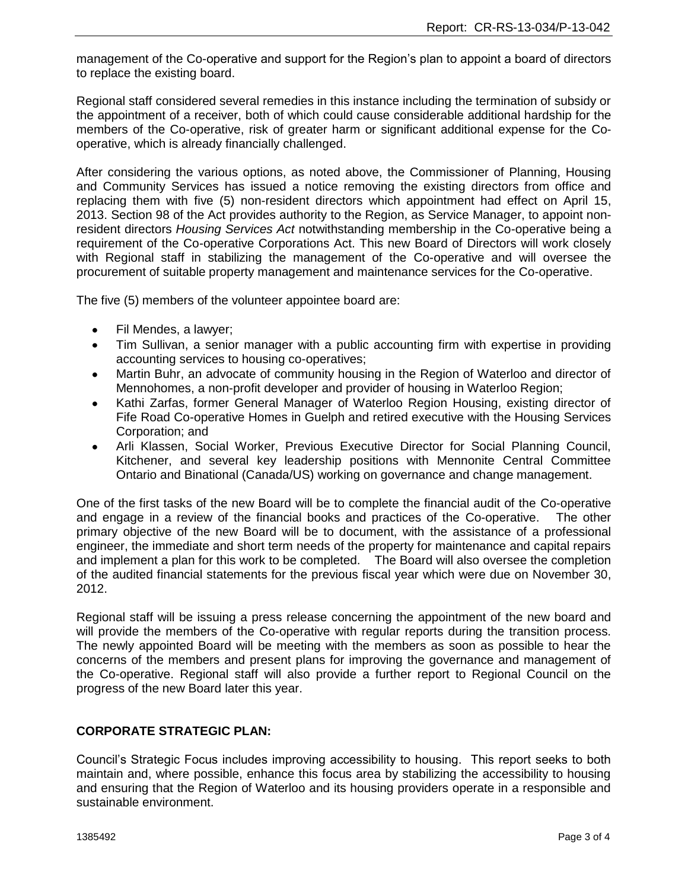management of the Co-operative and support for the Region's plan to appoint a board of directors to replace the existing board.

Regional staff considered several remedies in this instance including the termination of subsidy or the appointment of a receiver, both of which could cause considerable additional hardship for the members of the Co-operative, risk of greater harm or significant additional expense for the Co-operative, which is already financially challenged.

After considering the various options, as noted above, the Commissioner of Planning, Housing and Community Services has issued a notice removing the existing directors from office and replacing them with five (5) non-resident directors which appointment had effect on April 15, 2013. Section 98 of the Act provides authority to the Region, as Service Manager, to appoint non-resident directors *Housing Services Act* notwithstanding membership in the Co-operative being a requirement of the Co-operative Corporations Act. This new Board of Directors will work closely with Regional staff in stabilizing the management of the Co-operative and will oversee the procurement of suitable property management and maintenance services for the Co-operative.

The five (5) members of the volunteer appointee board are:

- Fil Mendes, a lawyer;
- Tim Sullivan, a senior manager with a public accounting firm with expertise in providing accounting services to housing co-operatives;
- Martin Buhr, an advocate of community housing in the Region of Waterloo and director of Mennohomes, a non-profit developer and provider of housing in Waterloo Region;
- Kathi Zarfas, former General Manager of Waterloo Region Housing, existing director of Fife Road Co-operative Homes in Guelph and retired executive with the Housing Services Corporation; and
- Arli Klassen, Social Worker, Previous Executive Director for Social Planning Council, Kitchener, and several key leadership positions with Mennonite Central Committee Ontario and Binational (Canada/US) working on governance and change management.

One of the first tasks of the new Board will be to complete the financial audit of the Co-operative and engage in a review of the financial books and practices of the Co-operative. The other primary objective of the new Board will be to document, with the assistance of a professional engineer, the immediate and short term needs of the property for maintenance and capital repairs and implement a plan for this work to be completed. The Board will also oversee the completion of the audited financial statements for the previous fiscal year which were due on November 30, 2012.

Regional staff will be issuing a press release concerning the appointment of the new board and will provide the members of the Co-operative with regular reports during the transition process. The newly appointed Board will be meeting with the members as soon as possible to hear the concerns of the members and present plans for improving the governance and management of the Co-operative. Regional staff will also provide a further report to Regional Council on the progress of the new Board later this year.

## CORPORATE STRATEGIC PLAN:

Council's Strategic Focus includes improving accessibility to housing. This report seeks to both maintain and, where possible, enhance this focus area by stabilizing the accessibility to housing and ensuring that the Region of Waterloo and its housing providers operate in a responsible and sustainable environment.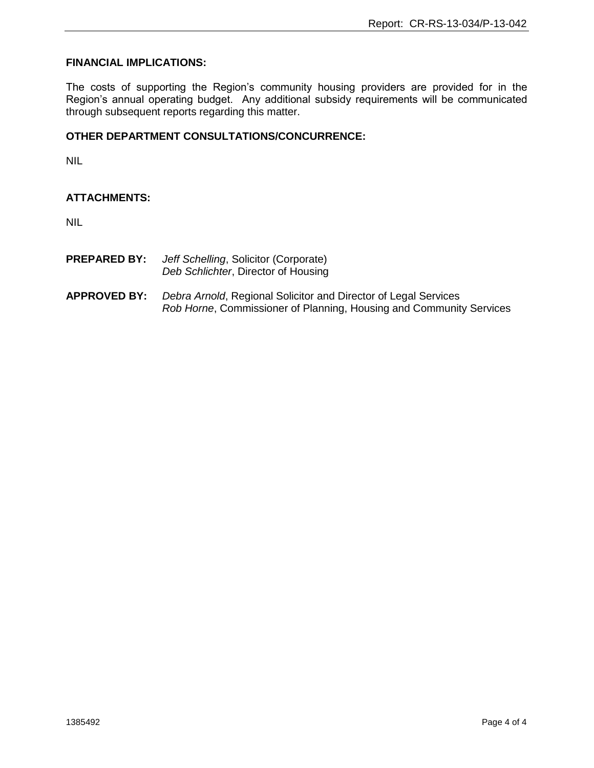**FINANCIAL IMPLICATIONS:**

The costs of supporting the Region's community housing providers are provided for in the Region's annual operating budget. Any additional subsidy requirements will be communicated through subsequent reports regarding this matter.

**OTHER DEPARTMENT CONSULTATIONS/CONCURRENCE:**

NIL

**ATTACHMENTS:**

NIL

**PREPARED BY:** *Jeff Schelling*, Solicitor (Corporate)
*Deb Schlichter*, Director of Housing

**APPROVED BY:** *Debra Arnold*, Regional Solicitor and Director of Legal Services
*Rob Horne*, Commissioner of Planning, Housing and Community Services

1385492